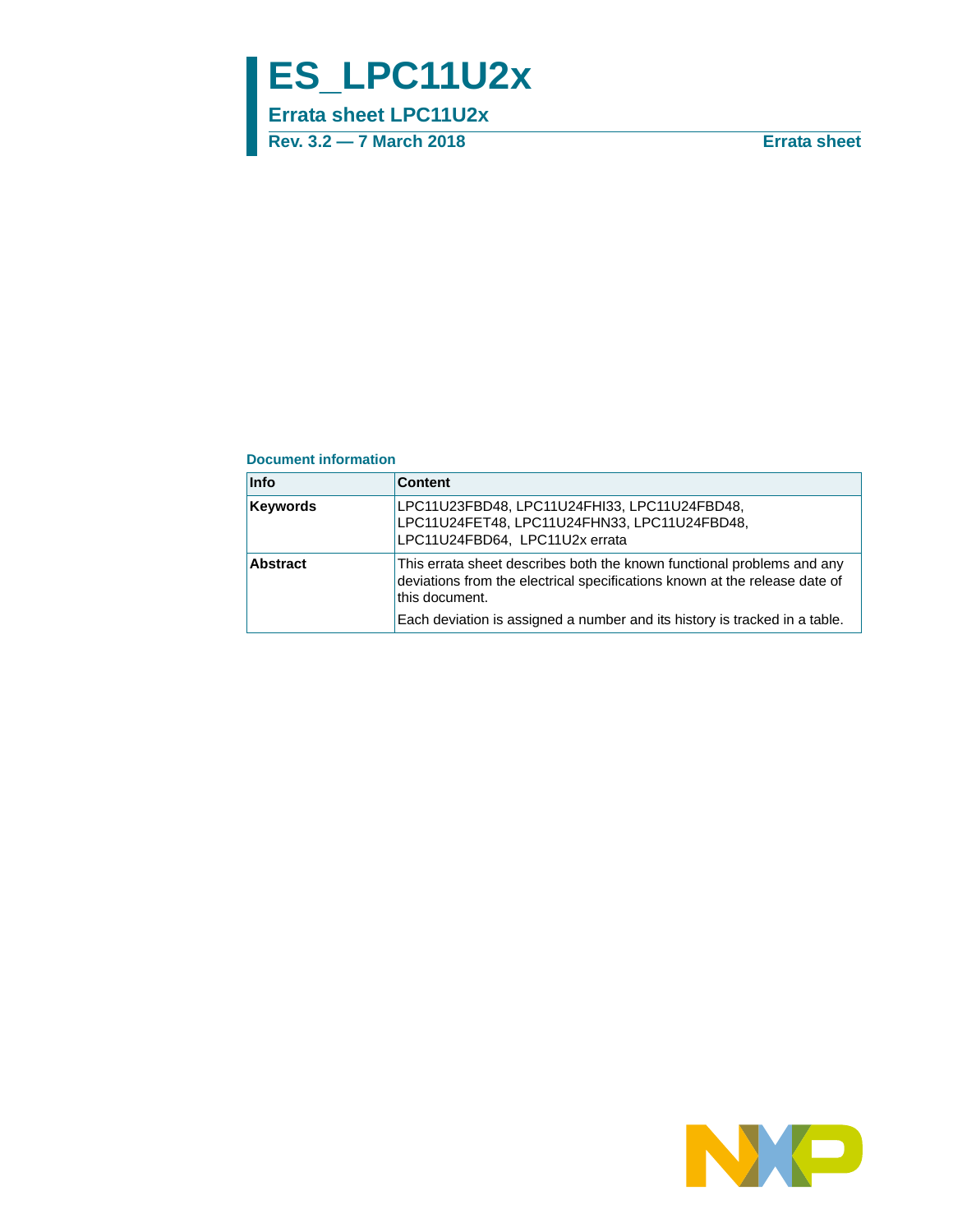# ES_LPC11U2x

## Errata sheet LPC11U2x

**Rev. 3.2 — 7 March 2018** **Errata sheet**

### Document information

| Info | Content |
|---|---|
| **Keywords** | LPC11U23FBD48, LPC11U24FHI33, LPC11U24FBD48, LPC11U24FET48, LPC11U24FHN33, LPC11U24FBD48, LPC11U24FBD64, LPC11U2x errata |
| **Abstract** | This errata sheet describes both the known functional problems and any deviations from the electrical specifications known at the release date of this document.<br><br>Each deviation is assigned a number and its history is tracked in a table. |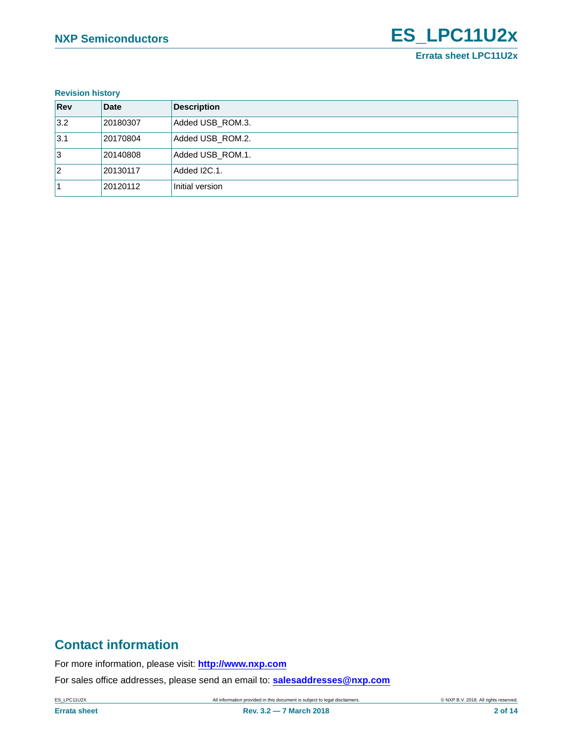**Revision history**

| Rev | Date | Description |
|---|---|---|
| 3.2 | 20180307 | Added USB_ROM.3. |
| 3.1 | 20170804 | Added USB_ROM.2. |
| 3 | 20140808 | Added USB_ROM.1. |
| 2 | 20130117 | Added I2C.1. |
| 1 | 20120112 | Initial version |

## Contact information

For more information, please visit: **http://www.nxp.com**

For sales office addresses, please send an email to: **salesaddresses@nxp.com**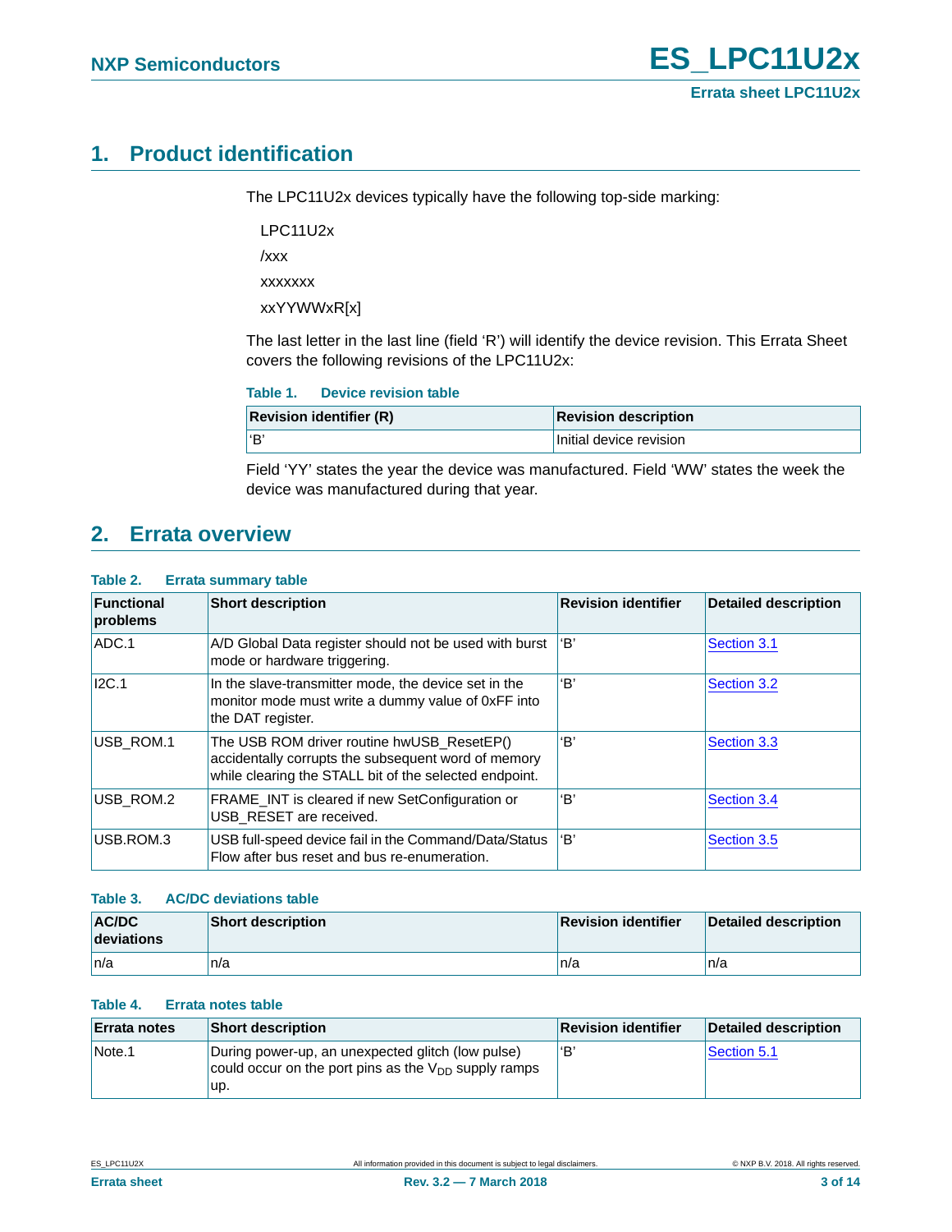## 1. Product identification

The LPC11U2x devices typically have the following top-side marking:

LPC11U2x

/xxx

xxxxxxx

xxYYWWxR[x]

The last letter in the last line (field 'R') will identify the device revision. This Errata Sheet covers the following revisions of the LPC11U2x:

**Table 1. Device revision table**

| Revision identifier (R) | Revision description |
|---|---|
| 'B' | Initial device revision |

Field 'YY' states the year the device was manufactured. Field 'WW' states the week the device was manufactured during that year.

## 2. Errata overview

**Table 2. Errata summary table**

| Functional problems | Short description | Revision identifier | Detailed description |
|---|---|---|---|
| ADC.1 | A/D Global Data register should not be used with burst mode or hardware triggering. | 'B' | Section 3.1 |
| I2C.1 | In the slave-transmitter mode, the device set in the monitor mode must write a dummy value of 0xFF into the DAT register. | 'B' | Section 3.2 |
| USB_ROM.1 | The USB ROM driver routine hwUSB_ResetEP() accidentally corrupts the subsequent word of memory while clearing the STALL bit of the selected endpoint. | 'B' | Section 3.3 |
| USB_ROM.2 | FRAME_INT is cleared if new SetConfiguration or USB_RESET are received. | 'B' | Section 3.4 |
| USB.ROM.3 | USB full-speed device fail in the Command/Data/Status Flow after bus reset and bus re-enumeration. | 'B' | Section 3.5 |

**Table 3. AC/DC deviations table**

| AC/DC deviations | Short description | Revision identifier | Detailed description |
|---|---|---|---|
| n/a | n/a | n/a | n/a |

**Table 4. Errata notes table**

| Errata notes | Short description | Revision identifier | Detailed description |
|---|---|---|---|
| Note.1 | During power-up, an unexpected glitch (low pulse) could occur on the port pins as the $V_{DD}$ supply ramps up. | 'B' | Section 5.1 |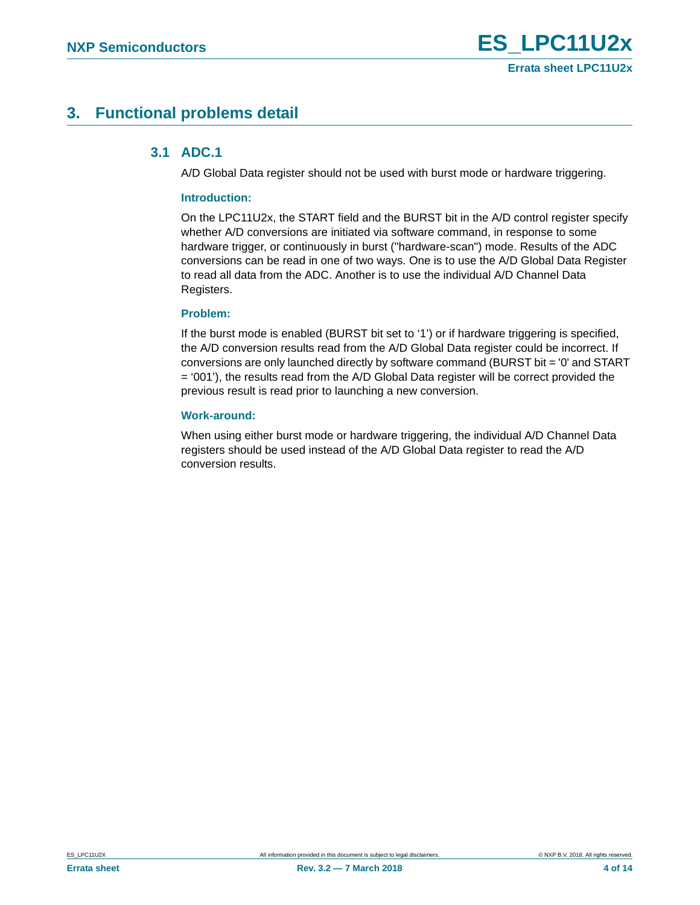# 3. Functional problems detail

## 3.1 ADC.1

A/D Global Data register should not be used with burst mode or hardware triggering.

### Introduction:

On the LPC11U2x, the START field and the BURST bit in the A/D control register specify whether A/D conversions are initiated via software command, in response to some hardware trigger, or continuously in burst ("hardware-scan") mode. Results of the ADC conversions can be read in one of two ways. One is to use the A/D Global Data Register to read all data from the ADC. Another is to use the individual A/D Channel Data Registers.

### Problem:

If the burst mode is enabled (BURST bit set to '1') or if hardware triggering is specified, the A/D conversion results read from the A/D Global Data register could be incorrect. If conversions are only launched directly by software command (BURST bit = '0' and START = '001'), the results read from the A/D Global Data register will be correct provided the previous result is read prior to launching a new conversion.

### Work-around:

When using either burst mode or hardware triggering, the individual A/D Channel Data registers should be used instead of the A/D Global Data register to read the A/D conversion results.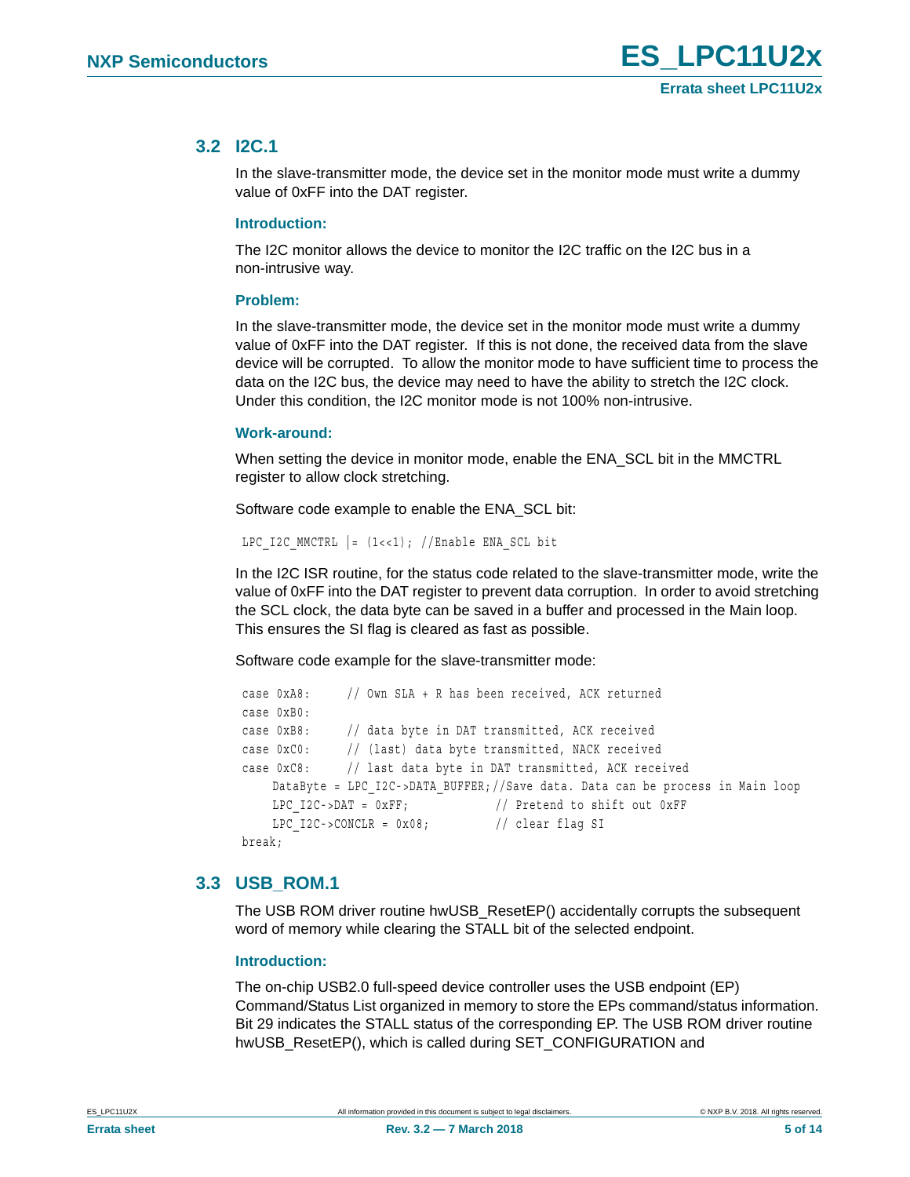## 3.2 I2C.1

In the slave-transmitter mode, the device set in the monitor mode must write a dummy value of 0xFF into the DAT register.

### Introduction:

The I2C monitor allows the device to monitor the I2C traffic on the I2C bus in a non-intrusive way.

### Problem:

In the slave-transmitter mode, the device set in the monitor mode must write a dummy value of 0xFF into the DAT register. If this is not done, the received data from the slave device will be corrupted. To allow the monitor mode to have sufficient time to process the data on the I2C bus, the device may need to have the ability to stretch the I2C clock. Under this condition, the I2C monitor mode is not 100% non-intrusive.

### Work-around:

When setting the device in monitor mode, enable the ENA_SCL bit in the MMCTRL register to allow clock stretching.

Software code example to enable the ENA_SCL bit:

```
LPC_I2C_MMCTRL |= (1<<1); //Enable ENA_SCL bit
```

In the I2C ISR routine, for the status code related to the slave-transmitter mode, write the value of 0xFF into the DAT register to prevent data corruption. In order to avoid stretching the SCL clock, the data byte can be saved in a buffer and processed in the Main loop. This ensures the SI flag is cleared as fast as possible.

Software code example for the slave-transmitter mode:

```
case 0xA8:     // Own SLA + R has been received, ACK returned
case 0xB0:
case 0xB8:     // data byte in DAT transmitted, ACK received
case 0xC0:     // (last) data byte transmitted, NACK received
case 0xC8:     // last data byte in DAT transmitted, ACK received
    DataByte = LPC_I2C->DATA_BUFFER;//Save data. Data can be process in Main loop
    LPC_I2C->DAT = 0xFF;            // Pretend to shift out 0xFF
    LPC_I2C->CONCLR = 0x08;         // clear flag SI
break;
```

## 3.3 USB_ROM.1

The USB ROM driver routine hwUSB_ResetEP() accidentally corrupts the subsequent word of memory while clearing the STALL bit of the selected endpoint.

### Introduction:

The on-chip USB2.0 full-speed device controller uses the USB endpoint (EP) Command/Status List organized in memory to store the EPs command/status information. Bit 29 indicates the STALL status of the corresponding EP. The USB ROM driver routine hwUSB_ResetEP(), which is called during SET_CONFIGURATION and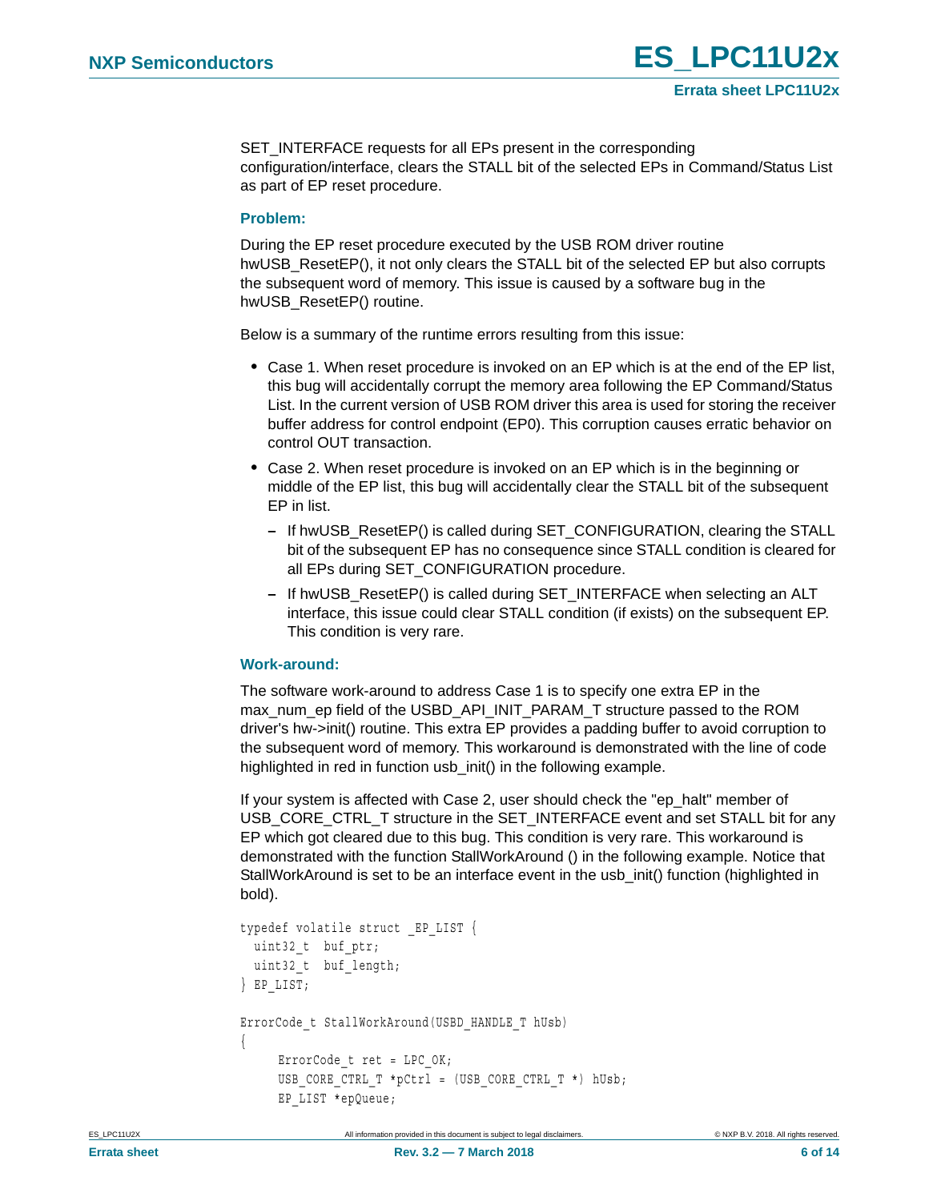SET_INTERFACE requests for all EPs present in the corresponding configuration/interface, clears the STALL bit of the selected EPs in Command/Status List as part of EP reset procedure.

### Problem:

During the EP reset procedure executed by the USB ROM driver routine hwUSB_ResetEP(), it not only clears the STALL bit of the selected EP but also corrupts the subsequent word of memory. This issue is caused by a software bug in the hwUSB_ResetEP() routine.

Below is a summary of the runtime errors resulting from this issue:

- Case 1. When reset procedure is invoked on an EP which is at the end of the EP list, this bug will accidentally corrupt the memory area following the EP Command/Status List. In the current version of USB ROM driver this area is used for storing the receiver buffer address for control endpoint (EP0). This corruption causes erratic behavior on control OUT transaction.
- Case 2. When reset procedure is invoked on an EP which is in the beginning or middle of the EP list, this bug will accidentally clear the STALL bit of the subsequent EP in list.
  - If hwUSB_ResetEP() is called during SET_CONFIGURATION, clearing the STALL bit of the subsequent EP has no consequence since STALL condition is cleared for all EPs during SET_CONFIGURATION procedure.
  - If hwUSB_ResetEP() is called during SET_INTERFACE when selecting an ALT interface, this issue could clear STALL condition (if exists) on the subsequent EP. This condition is very rare.

### Work-around:

The software work-around to address Case 1 is to specify one extra EP in the max_num_ep field of the USBD_API_INIT_PARAM_T structure passed to the ROM driver's hw->init() routine. This extra EP provides a padding buffer to avoid corruption to the subsequent word of memory. This workaround is demonstrated with the line of code highlighted in red in function usb_init() in the following example.

If your system is affected with Case 2, user should check the "ep_halt" member of USB_CORE_CTRL_T structure in the SET_INTERFACE event and set STALL bit for any EP which got cleared due to this bug. This condition is very rare. This workaround is demonstrated with the function StallWorkAround () in the following example. Notice that StallWorkAround is set to be an interface event in the usb_init() function (highlighted in bold).

```
typedef volatile struct _EP_LIST {
  uint32_t  buf_ptr;
  uint32_t  buf_length;
} EP_LIST;

ErrorCode_t StallWorkAround(USBD_HANDLE_T hUsb)
{
      ErrorCode_t ret = LPC_OK;
      USB_CORE_CTRL_T *pCtrl = (USB_CORE_CTRL_T *) hUsb;
      EP_LIST *epQueue;
```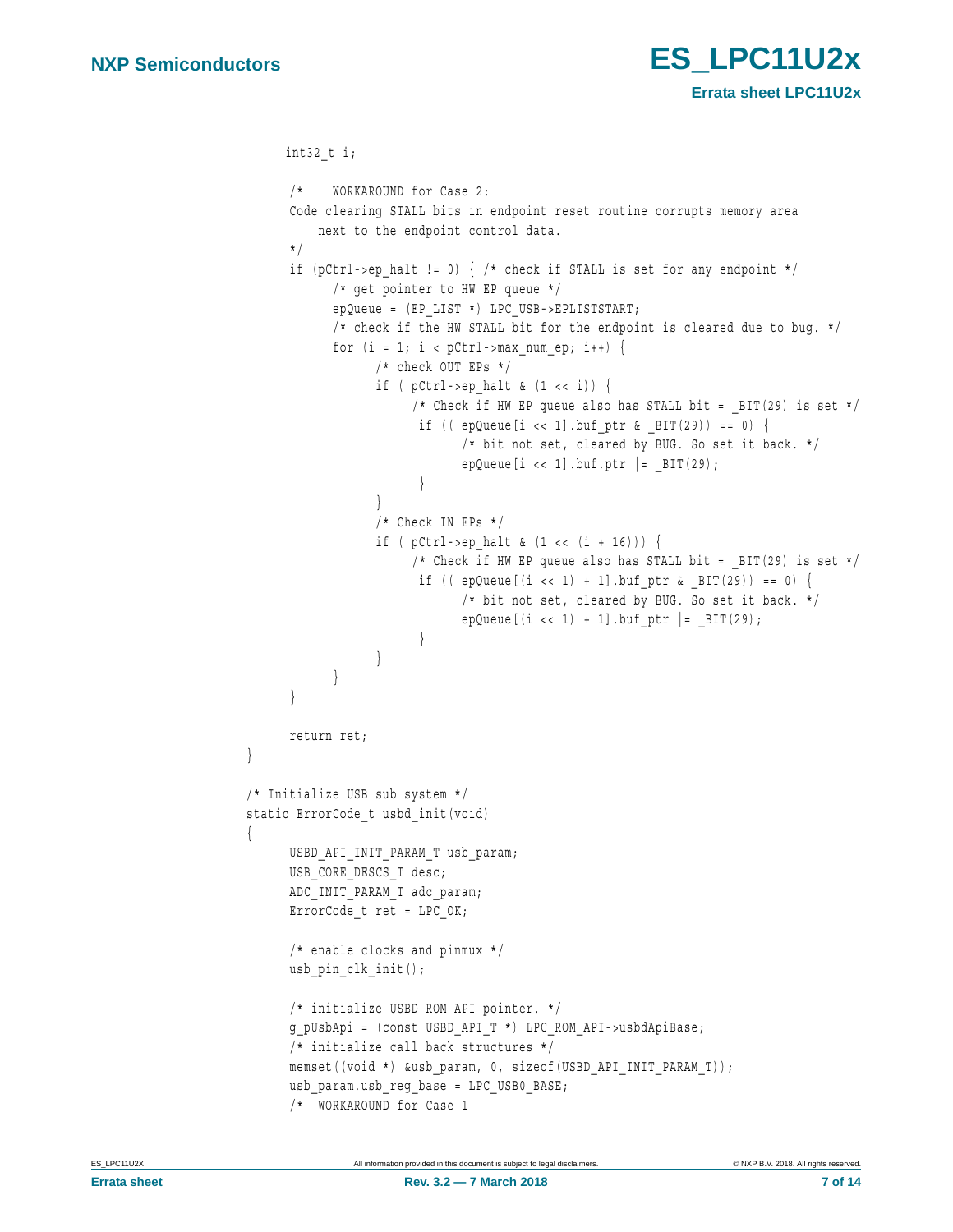```
    int32_t i;

    /*    WORKAROUND for Case 2:
    Code clearing STALL bits in endpoint reset routine corrupts memory area
        next to the endpoint control data.
    */
    if (pCtrl->ep_halt != 0) { /* check if STALL is set for any endpoint */
        /* get pointer to HW EP queue */
        epQueue = (EP_LIST *) LPC_USB->EPLISTSTART;
        /* check if the HW STALL bit for the endpoint is cleared due to bug. */
        for (i = 1; i < pCtrl->max_num_ep; i++) {
            /* check OUT EPs */
            if ( pCtrl->ep_halt & (1 << i)) {
                /* Check if HW EP queue also has STALL bit = _BIT(29) is set */
                if (( epQueue[i << 1].buf_ptr & _BIT(29)) == 0) {
                    /* bit not set, cleared by BUG. So set it back. */
                    epQueue[i << 1].buf.ptr |= _BIT(29);
                }
            }
            /* Check IN EPs */
            if ( pCtrl->ep_halt & (1 << (i + 16))) {
                /* Check if HW EP queue also has STALL bit = _BIT(29) is set */
                if (( epQueue[(i << 1) + 1].buf_ptr & _BIT(29)) == 0) {
                    /* bit not set, cleared by BUG. So set it back. */
                    epQueue[(i << 1) + 1].buf_ptr |= _BIT(29);
                }
            }
        }
    }

    return ret;
}

/* Initialize USB sub system */
static ErrorCode_t usbd_init(void)
{
    USBD_API_INIT_PARAM_T usb_param;
    USB_CORE_DESCS_T desc;
    ADC_INIT_PARAM_T adc_param;
    ErrorCode_t ret = LPC_OK;

    /* enable clocks and pinmux */
    usb_pin_clk_init();

    /* initialize USBD ROM API pointer. */
    g_pUsbApi = (const USBD_API_T *) LPC_ROM_API->usbdApiBase;
    /* initialize call back structures */
    memset((void *) &usb_param, 0, sizeof(USBD_API_INIT_PARAM_T));
    usb_param.usb_reg_base = LPC_USB0_BASE;
    /*  WORKAROUND for Case 1
```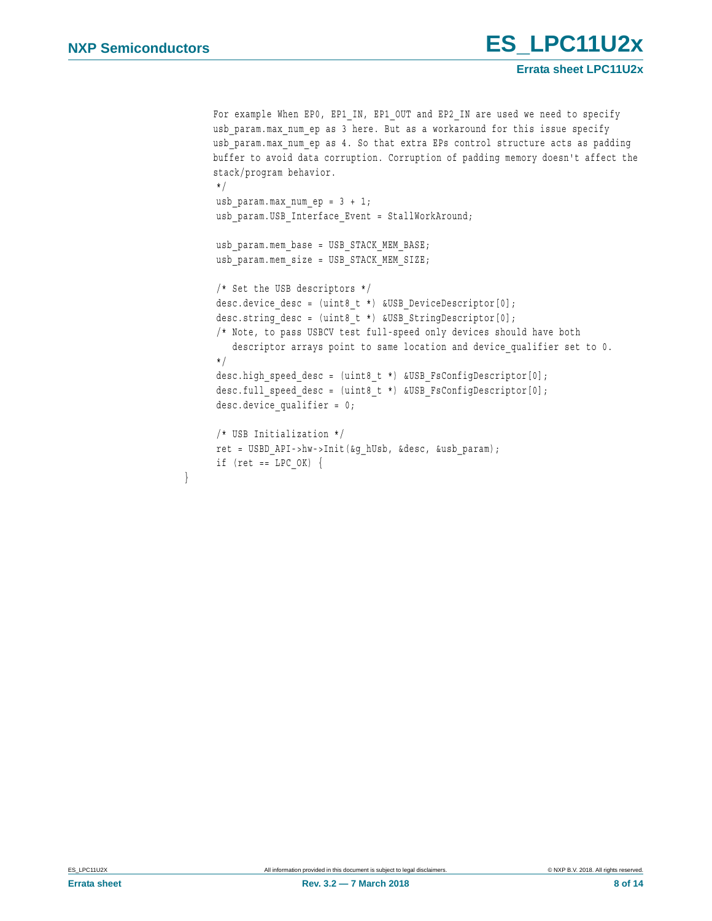```
    For example When EP0, EP1_IN, EP1_OUT and EP2_IN are used we need to specify
    usb_param.max_num_ep as 3 here. But as a workaround for this issue specify
    usb_param.max_num_ep as 4. So that extra EPs control structure acts as padding
    buffer to avoid data corruption. Corruption of padding memory doesn't affect the
    stack/program behavior.
     */
     usb_param.max_num_ep = 3 + 1;
     usb_param.USB_Interface_Event = StallWorkAround;

     usb_param.mem_base = USB_STACK_MEM_BASE;
     usb_param.mem_size = USB_STACK_MEM_SIZE;

     /* Set the USB descriptors */
     desc.device_desc = (uint8_t *) &USB_DeviceDescriptor[0];
     desc.string_desc = (uint8_t *) &USB_StringDescriptor[0];
     /* Note, to pass USBCV test full-speed only devices should have both
        descriptor arrays point to same location and device_qualifier set to 0.
     */
     desc.high_speed_desc = (uint8_t *) &USB_FsConfigDescriptor[0];
     desc.full_speed_desc = (uint8_t *) &USB_FsConfigDescriptor[0];
     desc.device_qualifier = 0;

     /* USB Initialization */
     ret = USBD_API->hw->Init(&g_hUsb, &desc, &usb_param);
     if (ret == LPC_OK) {
}
```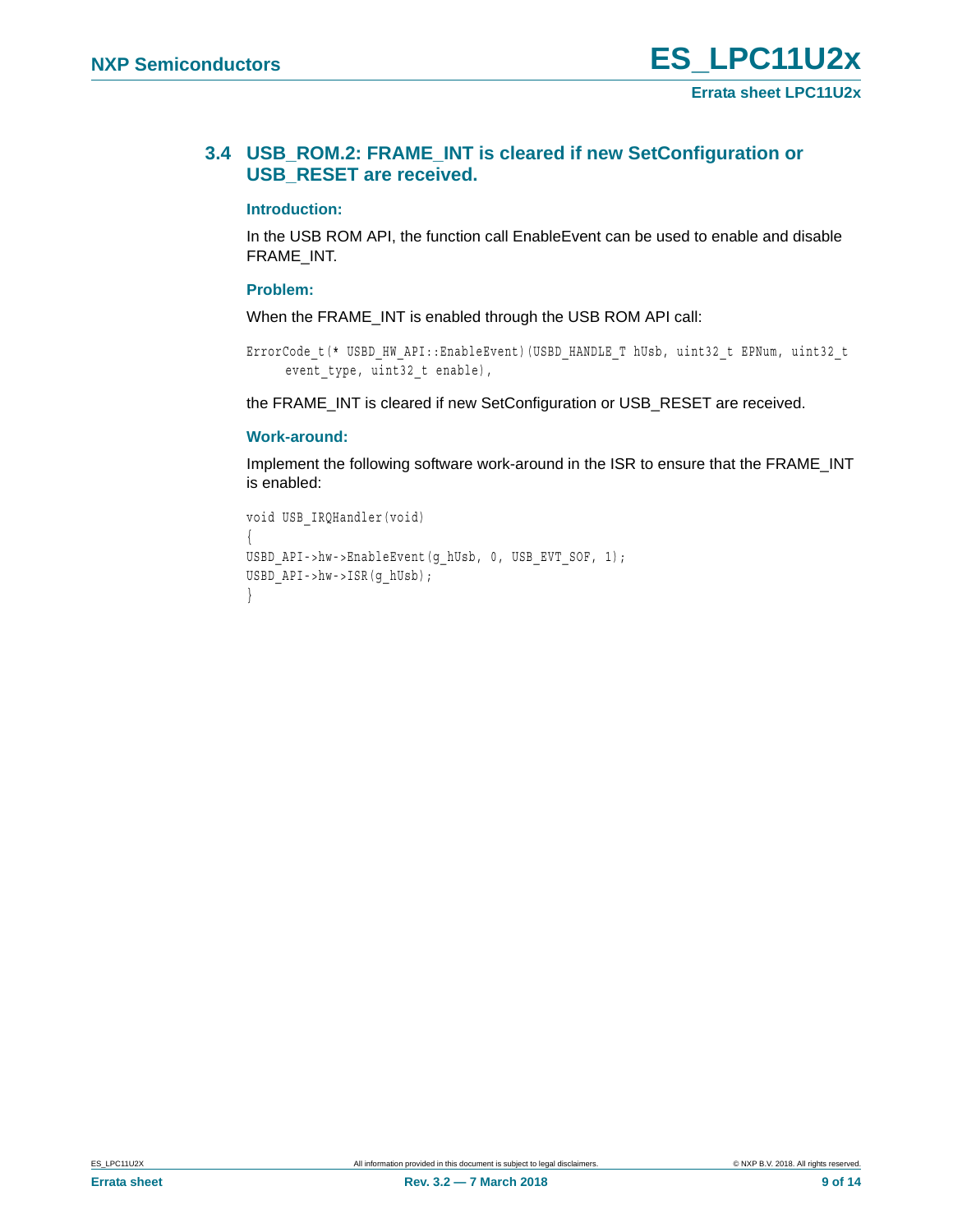### 3.4 USB_ROM.2: FRAME_INT is cleared if new SetConfiguration or USB_RESET are received.

#### Introduction:

In the USB ROM API, the function call EnableEvent can be used to enable and disable FRAME_INT.

#### Problem:

When the FRAME_INT is enabled through the USB ROM API call:

```
ErrorCode_t(* USBD_HW_API::EnableEvent)(USBD_HANDLE_T hUsb, uint32_t EPNum, uint32_t
     event_type, uint32_t enable),
```

the FRAME_INT is cleared if new SetConfiguration or USB_RESET are received.

#### Work-around:

Implement the following software work-around in the ISR to ensure that the FRAME_INT is enabled:

```
void USB_IRQHandler(void)
{
USBD_API->hw->EnableEvent(g_hUsb, 0, USB_EVT_SOF, 1);
USBD_API->hw->ISR(g_hUsb);
}
```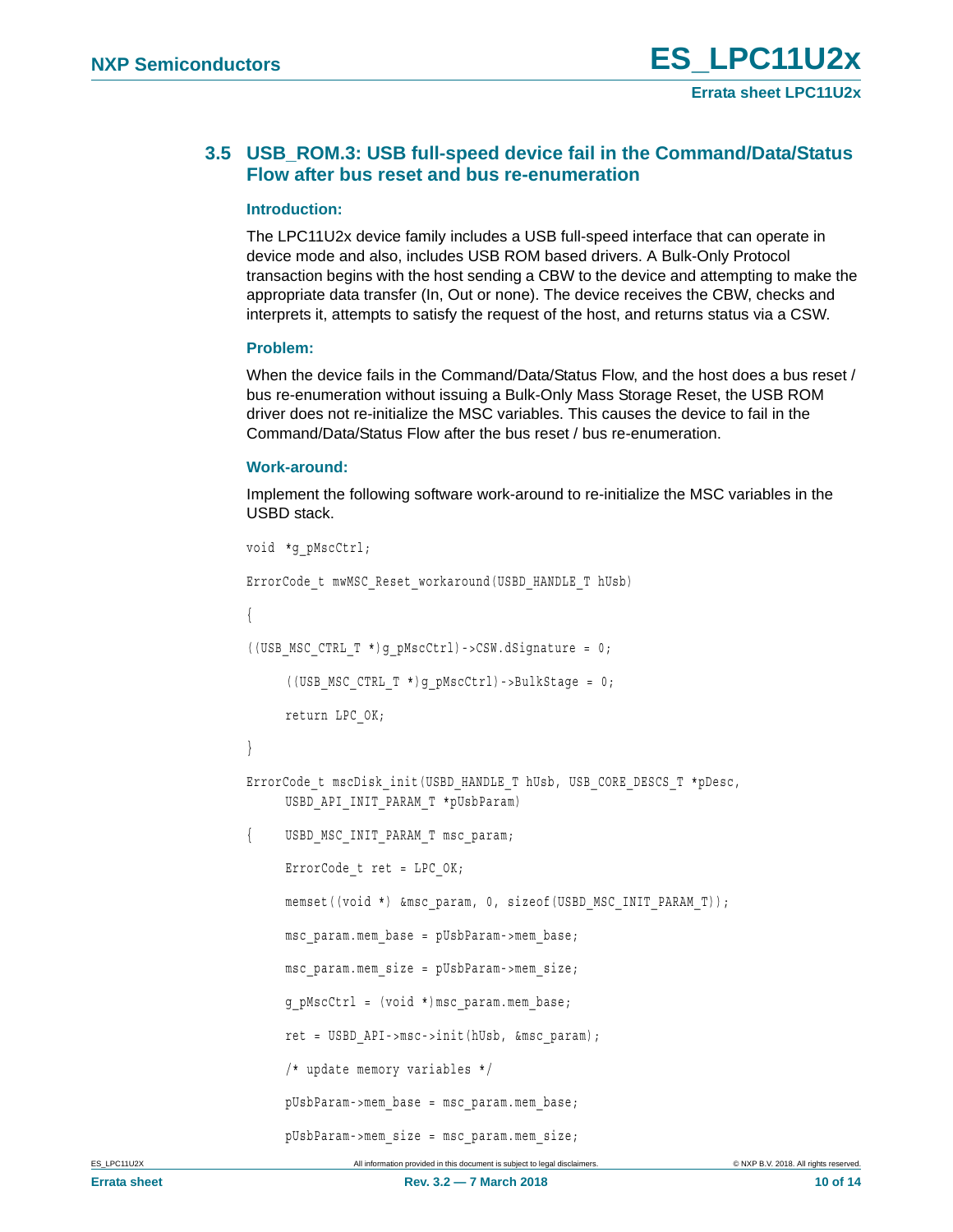## 3.5 USB_ROM.3: USB full-speed device fail in the Command/Data/Status Flow after bus reset and bus re-enumeration

### Introduction:

The LPC11U2x device family includes a USB full-speed interface that can operate in device mode and also, includes USB ROM based drivers. A Bulk-Only Protocol transaction begins with the host sending a CBW to the device and attempting to make the appropriate data transfer (In, Out or none). The device receives the CBW, checks and interprets it, attempts to satisfy the request of the host, and returns status via a CSW.

### Problem:

When the device fails in the Command/Data/Status Flow, and the host does a bus reset / bus re-enumeration without issuing a Bulk-Only Mass Storage Reset, the USB ROM driver does not re-initialize the MSC variables. This causes the device to fail in the Command/Data/Status Flow after the bus reset / bus re-enumeration.

### Work-around:

Implement the following software work-around to re-initialize the MSC variables in the USBD stack.

```
void *g_pMscCtrl;

ErrorCode_t mwMSC_Reset_workaround(USBD_HANDLE_T hUsb)

{

((USB_MSC_CTRL_T *)g_pMscCtrl)->CSW.dSignature = 0;

     ((USB_MSC_CTRL_T *)g_pMscCtrl)->BulkStage = 0;

     return LPC_OK;

}

ErrorCode_t mscDisk_init(USBD_HANDLE_T hUsb, USB_CORE_DESCS_T *pDesc,
     USBD_API_INIT_PARAM_T *pUsbParam)

{    USBD_MSC_INIT_PARAM_T msc_param;

     ErrorCode_t ret = LPC_OK;

     memset((void *) &msc_param, 0, sizeof(USBD_MSC_INIT_PARAM_T));

     msc_param.mem_base = pUsbParam->mem_base;

     msc_param.mem_size = pUsbParam->mem_size;

     g_pMscCtrl = (void *)msc_param.mem_base;

     ret = USBD_API->msc->init(hUsb, &msc_param);

     /* update memory variables */

     pUsbParam->mem_base = msc_param.mem_base;

     pUsbParam->mem_size = msc_param.mem_size;
```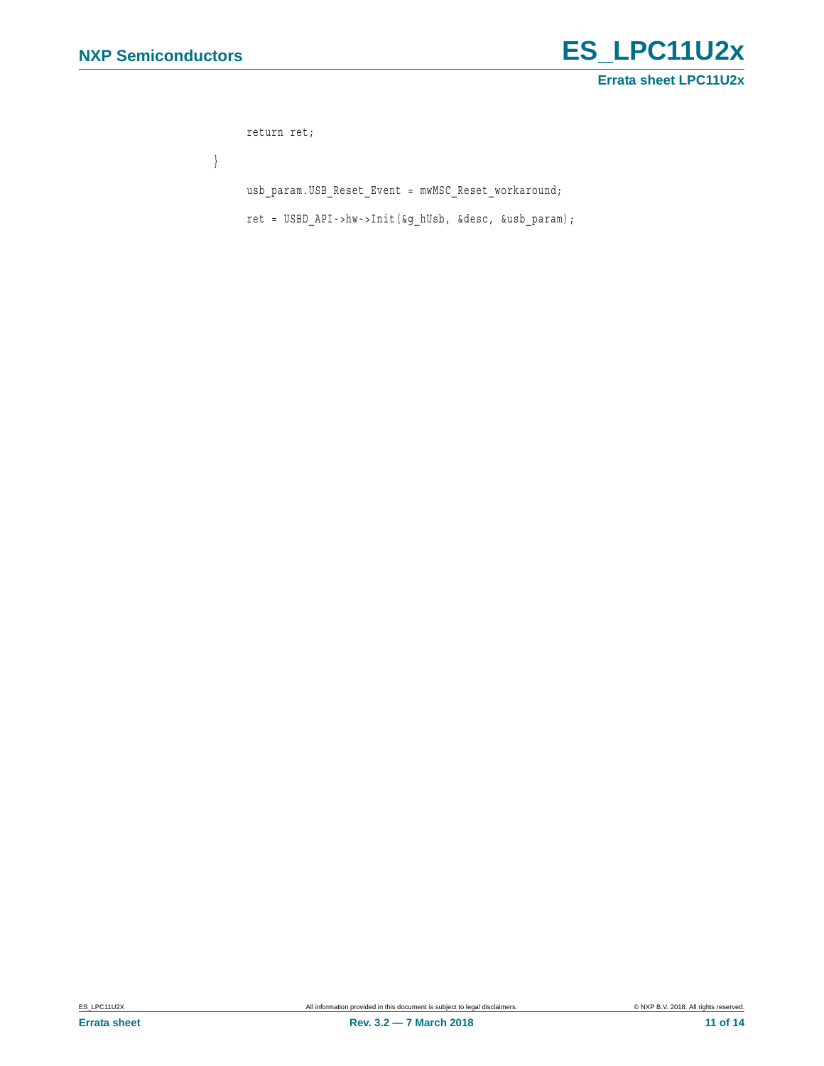```
    return ret;
}
    usb_param.USB_Reset_Event = mwMSC_Reset_workaround;
    ret = USBD_API->hw->Init(&g_hUsb, &desc, &usb_param);
```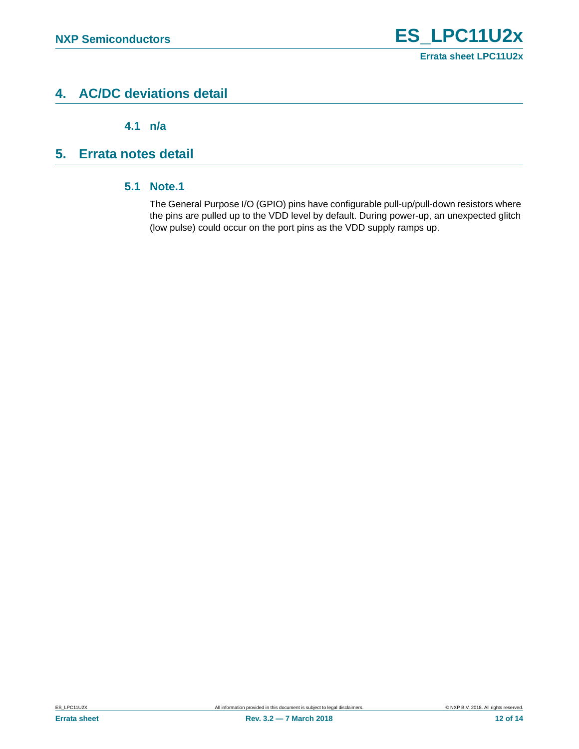# 4. AC/DC deviations detail

## 4.1 n/a

# 5. Errata notes detail

## 5.1 Note.1

The General Purpose I/O (GPIO) pins have configurable pull-up/pull-down resistors where the pins are pulled up to the VDD level by default. During power-up, an unexpected glitch (low pulse) could occur on the port pins as the VDD supply ramps up.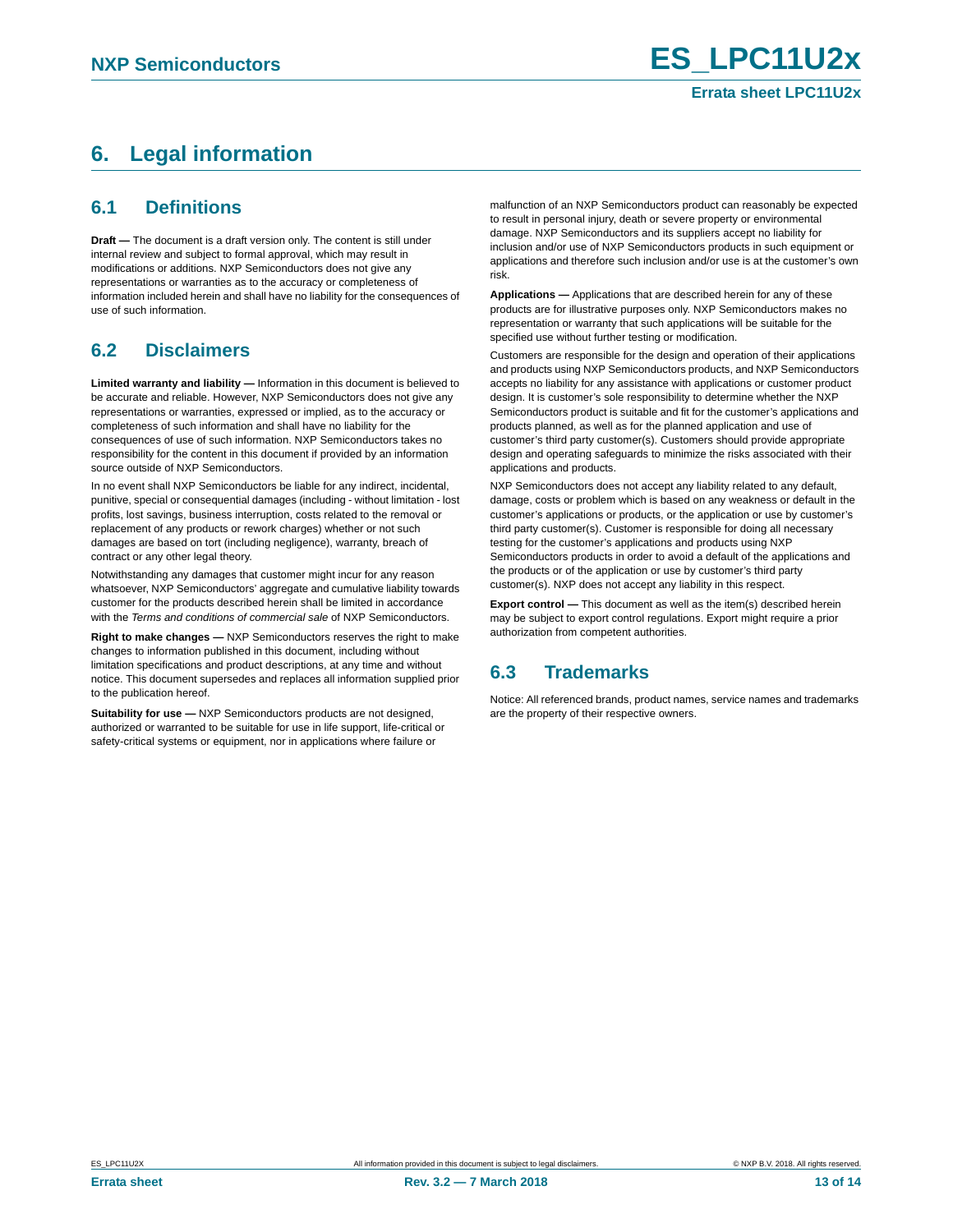# 6. Legal information

## 6.1 Definitions

**Draft —** The document is a draft version only. The content is still under internal review and subject to formal approval, which may result in modifications or additions. NXP Semiconductors does not give any representations or warranties as to the accuracy or completeness of information included herein and shall have no liability for the consequences of use of such information.

## 6.2 Disclaimers

**Limited warranty and liability —** Information in this document is believed to be accurate and reliable. However, NXP Semiconductors does not give any representations or warranties, expressed or implied, as to the accuracy or completeness of such information and shall have no liability for the consequences of use of such information. NXP Semiconductors takes no responsibility for the content in this document if provided by an information source outside of NXP Semiconductors.

In no event shall NXP Semiconductors be liable for any indirect, incidental, punitive, special or consequential damages (including - without limitation - lost profits, lost savings, business interruption, costs related to the removal or replacement of any products or rework charges) whether or not such damages are based on tort (including negligence), warranty, breach of contract or any other legal theory.

Notwithstanding any damages that customer might incur for any reason whatsoever, NXP Semiconductors' aggregate and cumulative liability towards customer for the products described herein shall be limited in accordance with the *Terms and conditions of commercial sale* of NXP Semiconductors.

**Right to make changes —** NXP Semiconductors reserves the right to make changes to information published in this document, including without limitation specifications and product descriptions, at any time and without notice. This document supersedes and replaces all information supplied prior to the publication hereof.

**Suitability for use —** NXP Semiconductors products are not designed, authorized or warranted to be suitable for use in life support, life-critical or safety-critical systems or equipment, nor in applications where failure or malfunction of an NXP Semiconductors product can reasonably be expected to result in personal injury, death or severe property or environmental damage. NXP Semiconductors and its suppliers accept no liability for inclusion and/or use of NXP Semiconductors products in such equipment or applications and therefore such inclusion and/or use is at the customer's own risk.

**Applications —** Applications that are described herein for any of these products are for illustrative purposes only. NXP Semiconductors makes no representation or warranty that such applications will be suitable for the specified use without further testing or modification.

Customers are responsible for the design and operation of their applications and products using NXP Semiconductors products, and NXP Semiconductors accepts no liability for any assistance with applications or customer product design. It is customer's sole responsibility to determine whether the NXP Semiconductors product is suitable and fit for the customer's applications and products planned, as well as for the planned application and use of customer's third party customer(s). Customers should provide appropriate design and operating safeguards to minimize the risks associated with their applications and products.

NXP Semiconductors does not accept any liability related to any default, damage, costs or problem which is based on any weakness or default in the customer's applications or products, or the application or use by customer's third party customer(s). Customer is responsible for doing all necessary testing for the customer's applications and products using NXP Semiconductors products in order to avoid a default of the applications and the products or of the application or use by customer's third party customer(s). NXP does not accept any liability in this respect.

**Export control —** This document as well as the item(s) described herein may be subject to export control regulations. Export might require a prior authorization from competent authorities.

## 6.3 Trademarks

Notice: All referenced brands, product names, service names and trademarks are the property of their respective owners.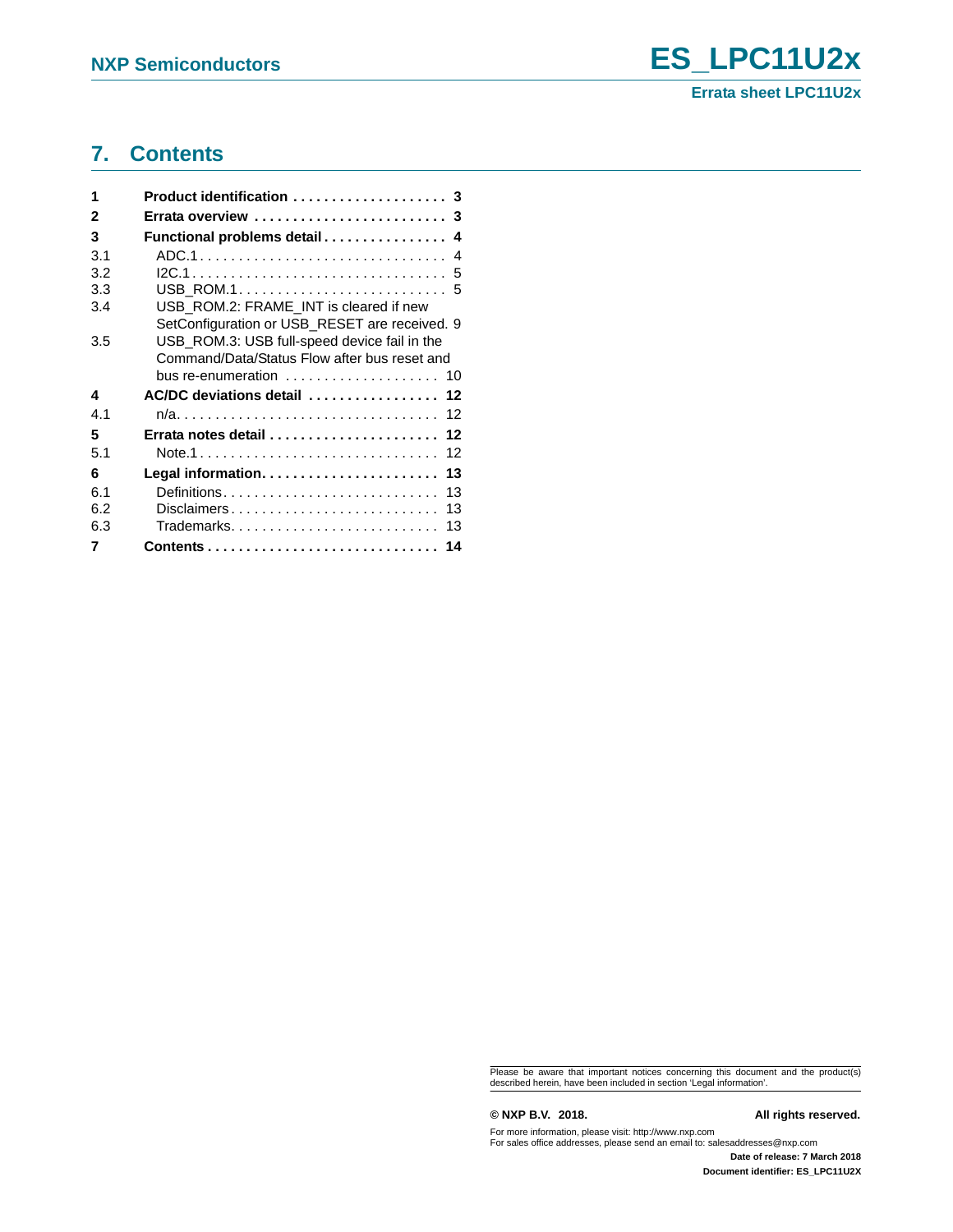## 7. Contents

| | | |
|---|---|---|
| **1** | **Product identification** | **3** |
| **2** | **Errata overview** | **3** |
| **3** | **Functional problems detail** | **4** |
| 3.1 | ADC.1 | 4 |
| 3.2 | I2C.1 | 5 |
| 3.3 | USB_ROM.1 | 5 |
| 3.4 | USB_ROM.2: FRAME_INT is cleared if new SetConfiguration or USB_RESET are received. | 9 |
| 3.5 | USB_ROM.3: USB full-speed device fail in the Command/Data/Status Flow after bus reset and bus re-enumeration | 10 |
| **4** | **AC/DC deviations detail** | **12** |
| 4.1 | n/a. | 12 |
| **5** | **Errata notes detail** | **12** |
| 5.1 | Note.1 | 12 |
| **6** | **Legal information** | **13** |
| 6.1 | Definitions | 13 |
| 6.2 | Disclaimers | 13 |
| 6.3 | Trademarks | 13 |
| **7** | **Contents** | **14** |

Please be aware that important notices concerning this document and the product(s) described herein, have been included in section 'Legal information'.

**© NXP B.V. 2018.** **All rights reserved.**

For more information, please visit: http://www.nxp.com
For sales office addresses, please send an email to: salesaddresses@nxp.com

**Date of release: 7 March 2018**
**Document identifier: ES_LPC11U2X**